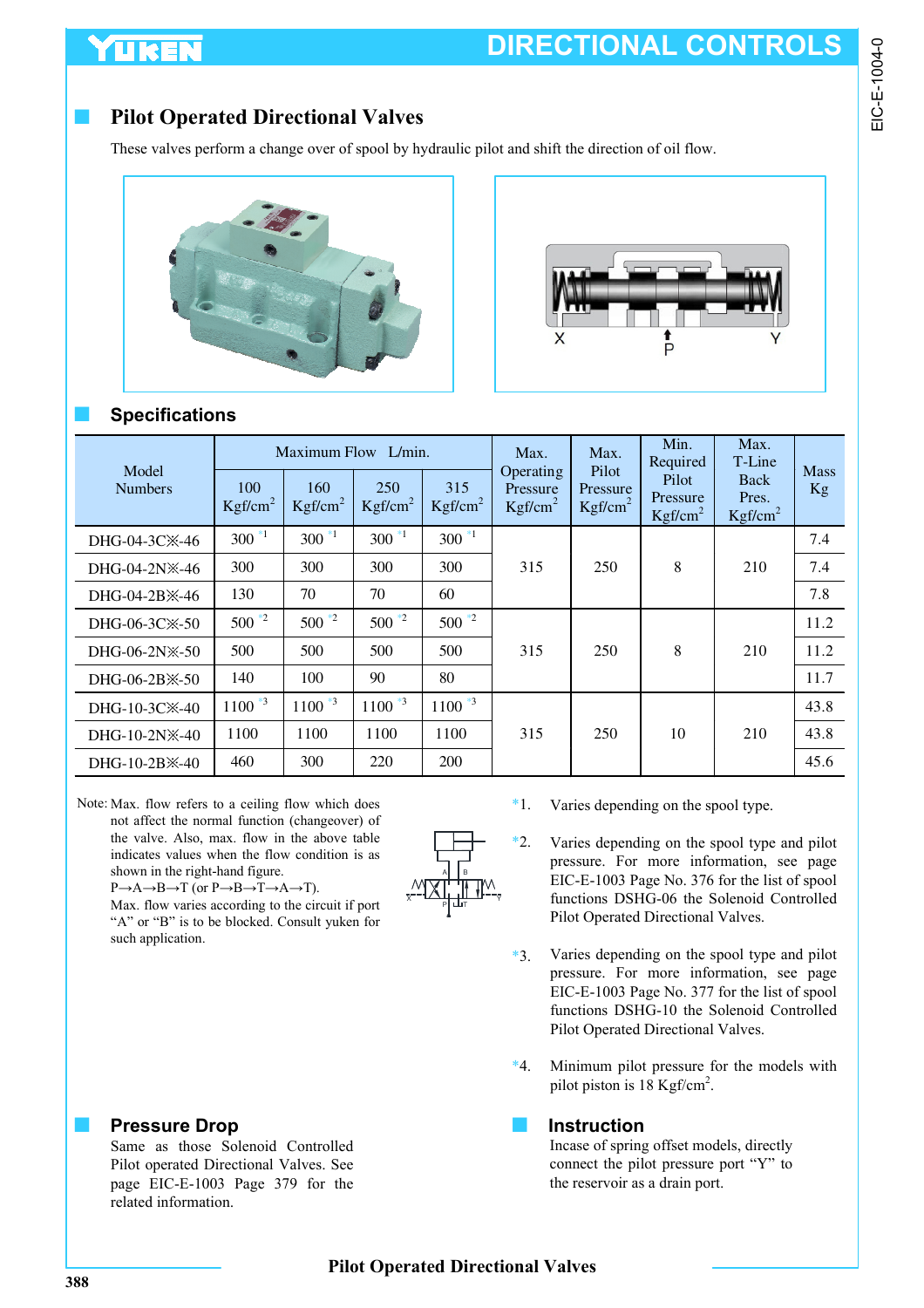# DIRECTIONAL CONTROLS

## Pilot Operated Directional Valves

These valves perform a change over of spool by hydraulic pilot and shift the direction of oil flow.

## Specifications

| Model Numbers | Maximum Flow L/min. | | | | Max. Operating Pressure $Kgf/cm^2$ | Max. Pilot Pressure $Kgf/cm^2$ | Min. Required Pilot Pressure $Kgf/cm^2$ | Max. T-Line Back Pres. $Kgf/cm^2$ | Mass Kg |
|---|---|---|---|---|---|---|---|---|---|
| | 100 $Kgf/cm^2$ | 160 $Kgf/cm^2$ | 250 $Kgf/cm^2$ | 315 $Kgf/cm^2$ | | | | | |
| DHG-04-3C※-46 | 300 *1 | 300 *1 | 300 *1 | 300 *1 | 315 | 250 | 8 | 210 | 7.4 |
| DHG-04-2N※-46 | 300 | 300 | 300 | 300 | | | | | 7.4 |
| DHG-04-2B※-46 | 130 | 70 | 70 | 60 | | | | | 7.8 |
| DHG-06-3C※-50 | 500 *2 | 500 *2 | 500 *2 | 500 *2 | 315 | 250 | 8 | 210 | 11.2 |
| DHG-06-2N※-50 | 500 | 500 | 500 | 500 | | | | | 11.2 |
| DHG-06-2B※-50 | 140 | 100 | 90 | 80 | | | | | 11.7 |
| DHG-10-3C※-40 | 1100 *3 | 1100 *3 | 1100 *3 | 1100 *3 | 315 | 250 | 10 | 210 | 43.8 |
| DHG-10-2N※-40 | 1100 | 1100 | 1100 | 1100 | | | | | 43.8 |
| DHG-10-2B※-40 | 460 | 300 | 220 | 200 | | | | | 45.6 |

Note: Max. flow refers to a ceiling flow which does not affect the normal function (changeover) of the valve. Also, max. flow in the above table indicates values when the flow condition is as shown in the right-hand figure.
P→A→B→T (or P→B→T→A→T).
Max. flow varies according to the circuit if port "A" or "B" is to be blocked. Consult yuken for such application.

*1. Varies depending on the spool type.

*2. Varies depending on the spool type and pilot pressure. For more information, see page EIC-E-1003 Page No. 376 for the list of spool functions DSHG-06 the Solenoid Controlled Pilot Operated Directional Valves.

*3. Varies depending on the spool type and pilot pressure. For more information, see page EIC-E-1003 Page No. 377 for the list of spool functions DSHG-10 the Solenoid Controlled Pilot Operated Directional Valves.

*4. Minimum pilot pressure for the models with pilot piston is 18 $Kgf/cm^2$.

## Pressure Drop

Same as those Solenoid Controlled Pilot operated Directional Valves. See page EIC-E-1003 Page 379 for the related information.

## Instruction

Incase of spring offset models, directly connect the pilot pressure port "Y" to the reservoir as a drain port.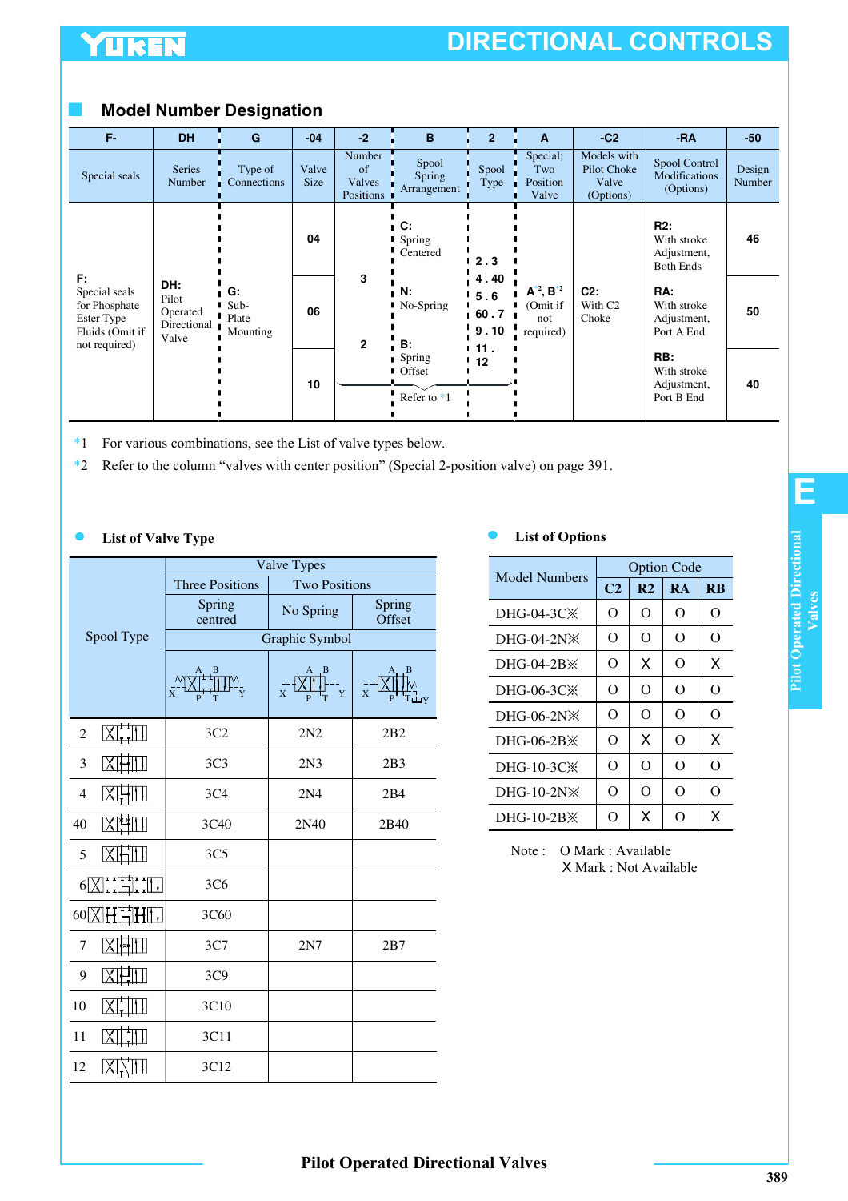## Model Number Designation

| F- | DH | G | -04 | -2 | B | 2 | A | -C2 | -RA | -50 |
|---|---|---|---|---|---|---|---|---|---|---|
| Special seals | Series Number | Type of Connections | Valve Size | Number of Valves Positions | Spool Spring Arrangement | Spool Type | Special; Two Position Valve | Models with Pilot Choke Valve (Options) | Spool Control Modifications (Options) | Design Number |
| **F:** Special seals for Phosphate Ester Type Fluids (Omit if not required) | **DH:** Pilot Operated Directional Valve | **G:** Sub-Plate Mounting | 04 | 3 | **C:** Spring Centered | 2 . 3, 4 . 40, 5 . 6, 60 . 7, 9 . 10, 11 . 12 | **A**[*2], **B**[*2] (Omit if not required) | **C2:** With C2 Choke | **R2:** With stroke Adjustment, Both Ends | 46 |
| | | | 06 | 2 | **N:** No-Spring | | | | **RA:** With stroke Adjustment, Port A End | 50 |
| | | | 10 | | **B:** Spring Offset | | | | **RB:** With stroke Adjustment, Port B End | 40 |
| | | | | Refer to *1 | | | | | | |

*1 For various combinations, see the List of valve types below.

*2 Refer to the column "valves with center position" (Special 2-position valve) on page 391.

### List of Valve Type

| Spool Type | Valve Types | | |
|---|---|---|---|
| | Three Positions | Two Positions | |
| | Spring centred | No Spring | Spring Offset |
| | Graphic Symbol | | |
| 2 | 3C2 | 2N2 | 2B2 |
| 3 | 3C3 | 2N3 | 2B3 |
| 4 | 3C4 | 2N4 | 2B4 |
| 40 | 3C40 | 2N40 | 2B40 |
| 5 | 3C5 | | |
| 6 | 3C6 | | |
| 60 | 3C60 | | |
| 7 | 3C7 | 2N7 | 2B7 |
| 9 | 3C9 | | |
| 10 | 3C10 | | |
| 11 | 3C11 | | |
| 12 | 3C12 | | |

### List of Options

| Model Numbers | Option Code | | | |
|---|---|---|---|---|
| | C2 | R2 | RA | RB |
| DHG-04-3C※ | O | O | O | O |
| DHG-04-2N※ | O | O | O | O |
| DHG-04-2B※ | O | X | O | X |
| DHG-06-3C※ | O | O | O | O |
| DHG-06-2N※ | O | O | O | O |
| DHG-06-2B※ | O | X | O | X |
| DHG-10-3C※ | O | O | O | O |
| DHG-10-2N※ | O | O | O | O |
| DHG-10-2B※ | O | X | O | X |

Note : O Mark : Available
X Mark : Not Available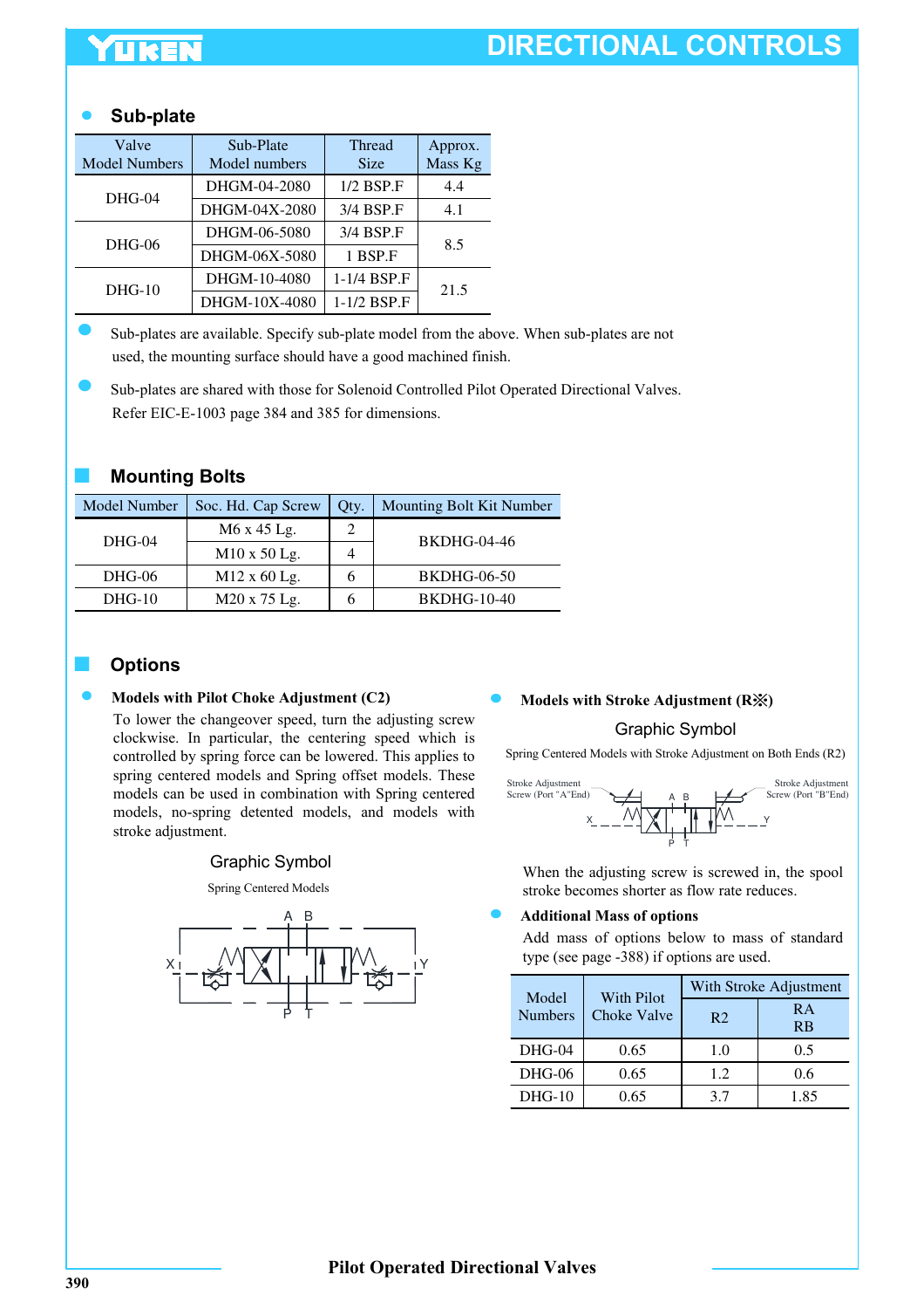## Sub-plate

| Valve Model Numbers | Sub-Plate Model numbers | Thread Size | Approx. Mass Kg |
|---|---|---|---|
| DHG-04 | DHGM-04-2080 | 1/2 BSP.F | 4.4 |
| | DHGM-04X-2080 | 3/4 BSP.F | 4.1 |
| DHG-06 | DHGM-06-5080 | 3/4 BSP.F | 8.5 |
| | DHGM-06X-5080 | 1 BSP.F | |
| DHG-10 | DHGM-10-4080 | 1-1/4 BSP.F | 21.5 |
| | DHGM-10X-4080 | 1-1/2 BSP.F | |

- Sub-plates are available. Specify sub-plate model from the above. When sub-plates are not used, the mounting surface should have a good machined finish.
- Sub-plates are shared with those for Solenoid Controlled Pilot Operated Directional Valves. Refer EIC-E-1003 page 384 and 385 for dimensions.

## Mounting Bolts

| Model Number | Soc. Hd. Cap Screw | Qty. | Mounting Bolt Kit Number |
|---|---|---|---|
| DHG-04 | M6 x 45 Lg. | 2 | BKDHG-04-46 |
| | M10 x 50 Lg. | 4 | |
| DHG-06 | M12 x 60 Lg. | 6 | BKDHG-06-50 |
| DHG-10 | M20 x 75 Lg. | 6 | BKDHG-10-40 |

## Options

- **Models with Pilot Choke Adjustment (C2)**

  To lower the changeover speed, turn the adjusting screw clockwise. In particular, the centering speed which is controlled by spring force can be lowered. This applies to spring centered models and Spring offset models. These models can be used in combination with Spring centered models, no-spring detented models, and models with stroke adjustment.

  Graphic Symbol

  Spring Centered Models

- **Models with Stroke Adjustment (R※)**

  Graphic Symbol

  Spring Centered Models with Stroke Adjustment on Both Ends (R2)

  Stroke Adjustment Screw (Port "A"End) — Stroke Adjustment Screw (Port "B"End)

  When the adjusting screw is screwed in, the spool stroke becomes shorter as flow rate reduces.

- **Additional Mass of options**

  Add mass of options below to mass of standard type (see page -388) if options are used.

| Model Numbers | With Pilot Choke Valve | With Stroke Adjustment | |
|---|---|---|---|
| | | R2 | RA RB |
| DHG-04 | 0.65 | 1.0 | 0.5 |
| DHG-06 | 0.65 | 1.2 | 0.6 |
| DHG-10 | 0.65 | 3.7 | 1.85 |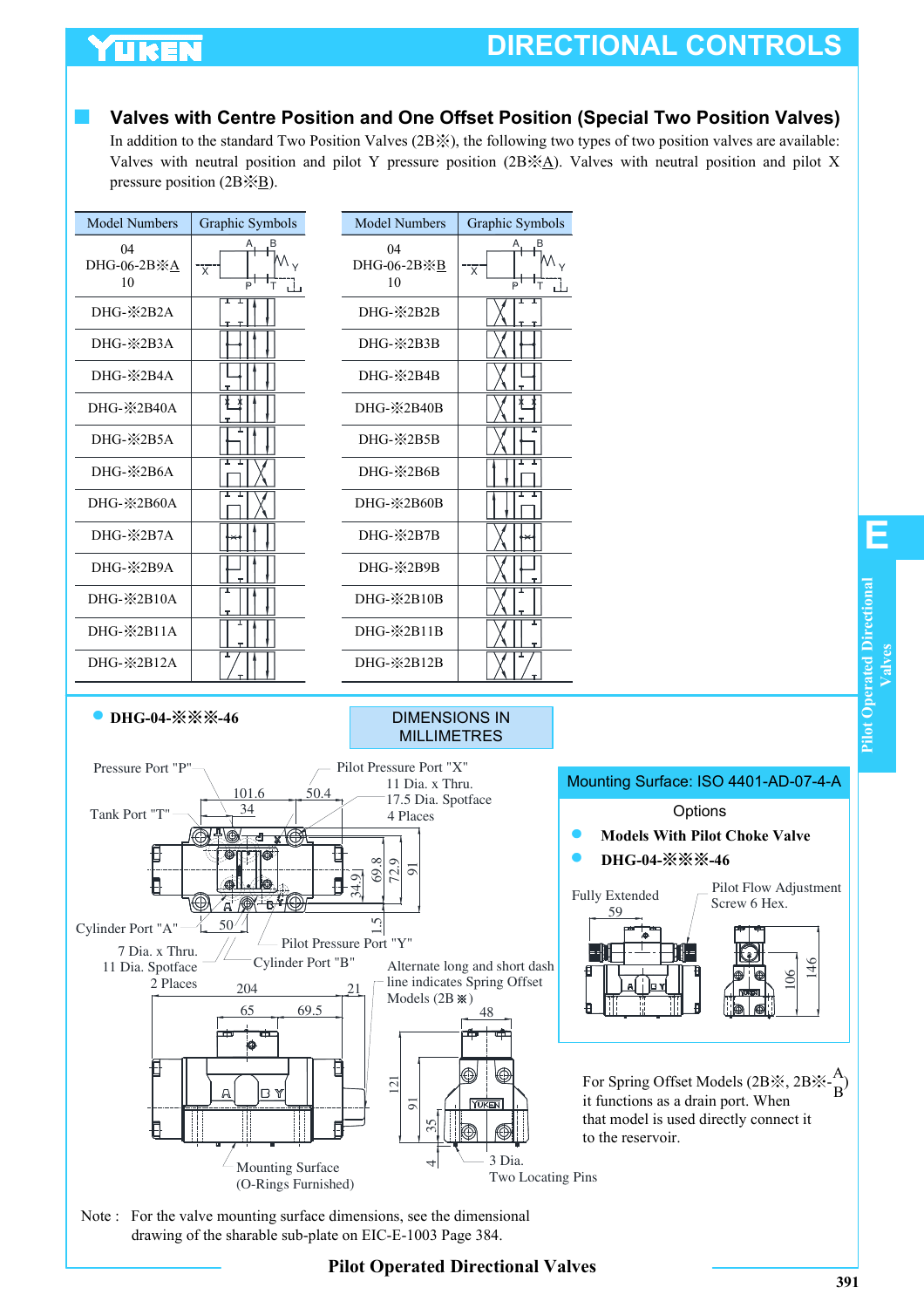# DIRECTIONAL CONTROLS

## Valves with Centre Position and One Offset Position (Special Two Position Valves)

In addition to the standard Two Position Valves (2B※), the following two types of two position valves are available: Valves with neutral position and pilot Y pressure position (2B※A). Valves with neutral position and pilot X pressure position (2B※B).

| Model Numbers | Graphic Symbols | Model Numbers | Graphic Symbols |
|---|---|---|---|
| 04 DHG-06-2B※A 10 | | 04 DHG-06-2B※B 10 | |
| DHG-※2B2A | | DHG-※2B2B | |
| DHG-※2B3A | | DHG-※2B3B | |
| DHG-※2B4A | | DHG-※2B4B | |
| DHG-※2B40A | | DHG-※2B40B | |
| DHG-※2B5A | | DHG-※2B5B | |
| DHG-※2B6A | | DHG-※2B6B | |
| DHG-※2B60A | | DHG-※2B60B | |
| DHG-※2B7A | | DHG-※2B7B | |
| DHG-※2B9A | | DHG-※2B9B | |
| DHG-※2B10A | | DHG-※2B10B | |
| DHG-※2B11A | | DHG-※2B11B | |
| DHG-※2B12A | | DHG-※2B12B | |

### ● DHG-04-※※※-46

DIMENSIONS IN MILLIMETRES

Pressure Port "P"
Tank Port "T"
Pilot Pressure Port "X"
11 Dia. x Thru.
17.5 Dia. Spotface
4 Places
Cylinder Port "A"
7 Dia. x Thru.
11 Dia. Spotface
2 Places
Pilot Pressure Port "Y"
Cylinder Port "B"
Alternate long and short dash line indicates Spring Offset Models (2B※)
Mounting Surface (O-Rings Furnished)
3 Dia. Two Locating Pins

**Mounting Surface: ISO 4401-AD-07-4-A**

Options

- **Models With Pilot Choke Valve**
- **DHG-04-※※※-46**

Fully Extended
Pilot Flow Adjustment Screw 6 Hex.

For Spring Offset Models (2B※, 2B※-A/B) it functions as a drain port. When that model is used directly connect it to the reservoir.

Note : For the valve mounting surface dimensions, see the dimensional drawing of the sharable sub-plate on EIC-E-1003 Page 384.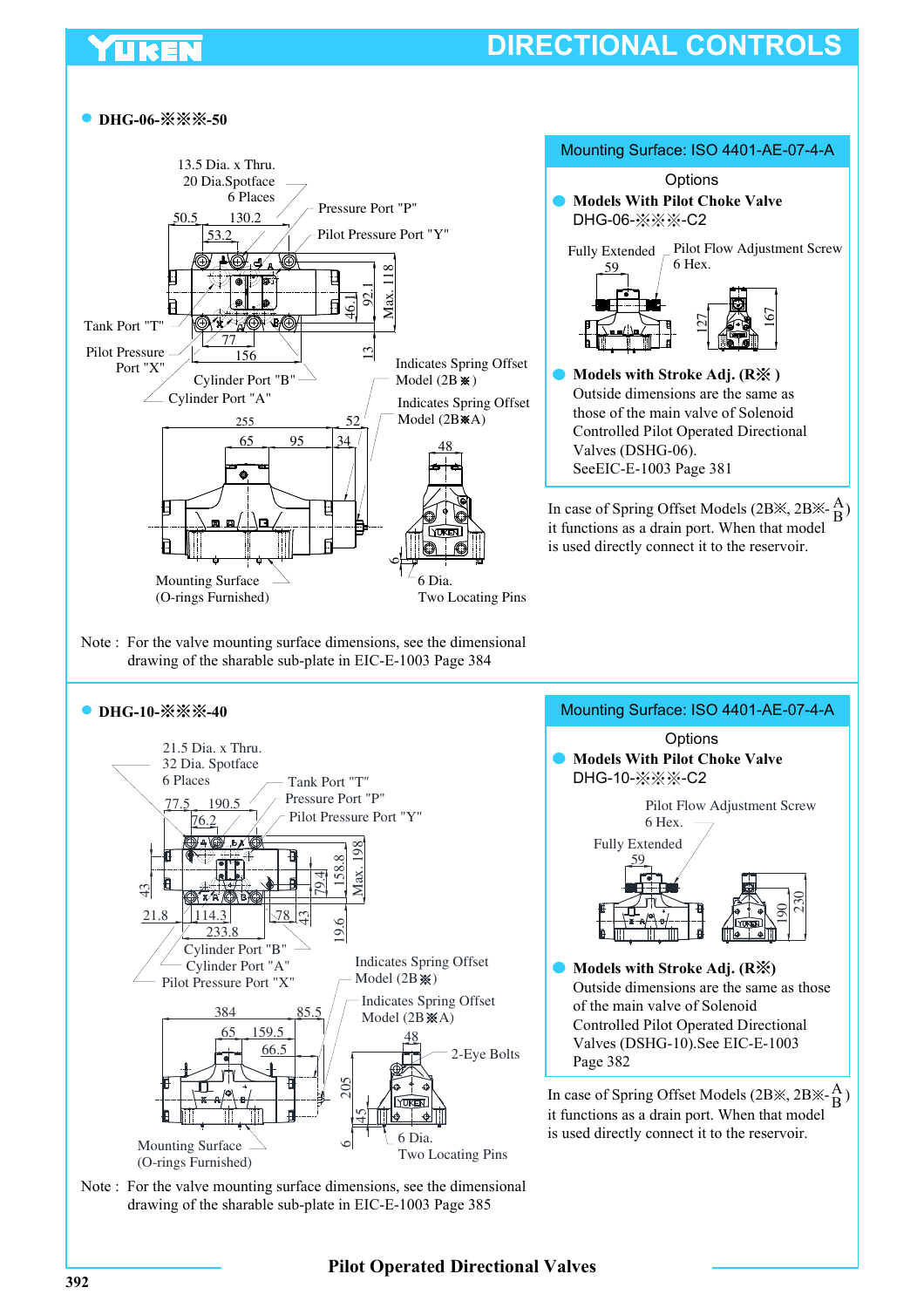# DIRECTIONAL CONTROLS

## DHG-06-※※※-50

13.5 Dia. x Thru.
20 Dia.Spotface
6 Places

50.5 130.2
53.2

Pressure Port "P"
Pilot Pressure Port "Y"

Tank Port "T"
Pilot Pressure Port "X"

77
156

92.1
46.1
Max. 118
13

Cylinder Port "B"
Cylinder Port "A"

Indicates Spring Offset Model (2B※)
Indicates Spring Offset Model (2B※A)

255
65 95
52
34
48

6
6 Dia.
Two Locating Pins

Mounting Surface
(O-rings Furnished)

Note : For the valve mounting surface dimensions, see the dimensional drawing of the sharable sub-plate in EIC-E-1003 Page 384

### Mounting Surface: ISO 4401-AE-07-4-A

Options

- **Models With Pilot Choke Valve**
  DHG-06-※※※-C2

Fully Extended
59
Pilot Flow Adjustment Screw
6 Hex.
127
167

- **Models with Stroke Adj. (R※ )**
  Outside dimensions are the same as those of the main valve of Solenoid Controlled Pilot Operated Directional Valves (DSHG-06).
  SeeEIC-E-1003 Page 381

In case of Spring Offset Models (2B※, 2B※-$\frac{A}{B}$) it functions as a drain port. When that model is used directly connect it to the reservoir.

## DHG-10-※※※-40

21.5 Dia. x Thru.
32 Dia. Spotface
6 Places

77.5 190.5
76.2

Tank Port "T"
Pressure Port "P"
Pilot Pressure Port "Y"

43
21.8 114.3
233.8
78
43
19.6
79.4
158.8
Max. 198

Cylinder Port "B"
Cylinder Port "A"
Pilot Pressure Port "X"

Indicates Spring Offset Model (2B※)
Indicates Spring Offset Model (2B※A)

384
65 159.5
85.5
66.5
48
2-Eye Bolts
205
45
6
6 Dia.
Two Locating Pins

Mounting Surface
(O-rings Furnished)

Note : For the valve mounting surface dimensions, see the dimensional drawing of the sharable sub-plate in EIC-E-1003 Page 385

### Mounting Surface: ISO 4401-AE-07-4-A

Options

- **Models With Pilot Choke Valve**
  DHG-10-※※※-C2

Pilot Flow Adjustment Screw
6 Hex.
Fully Extended
59
190
230

- **Models with Stroke Adj. (R※)**
  Outside dimensions are the same as those of the main valve of Solenoid Controlled Pilot Operated Directional Valves (DSHG-10).See EIC-E-1003 Page 382

In case of Spring Offset Models (2B※, 2B※-$\frac{A}{B}$) it functions as a drain port. When that model is used directly connect it to the reservoir.

Pilot Operated Directional Valves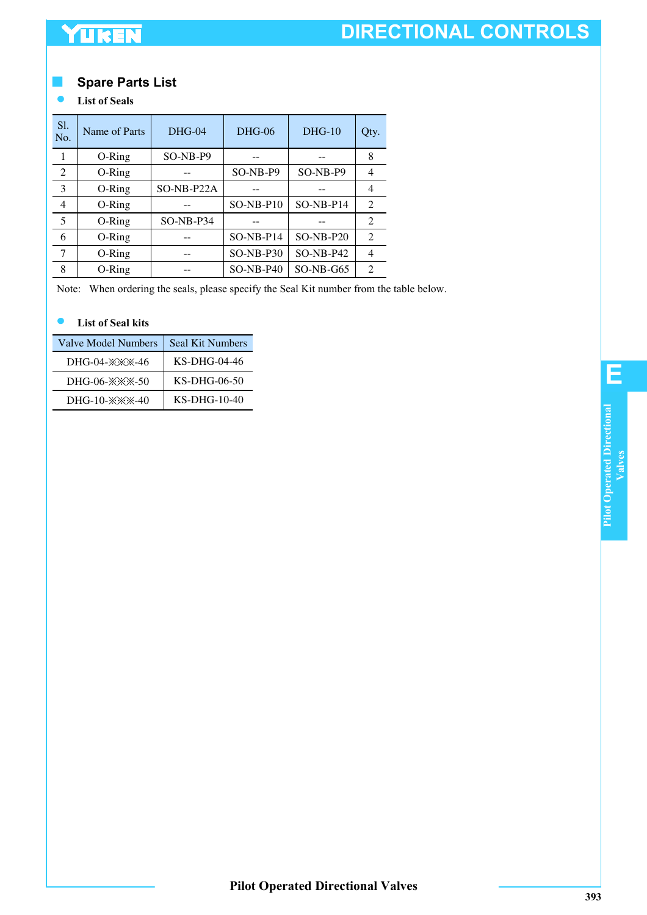## Spare Parts List

- **List of Seals**

| Sl. No. | Name of Parts | DHG-04 | DHG-06 | DHG-10 | Qty. |
|---|---|---|---|---|---|
| 1 | O-Ring | SO-NB-P9 | -- | -- | 8 |
| 2 | O-Ring | -- | SO-NB-P9 | SO-NB-P9 | 4 |
| 3 | O-Ring | SO-NB-P22A | -- | -- | 4 |
| 4 | O-Ring | -- | SO-NB-P10 | SO-NB-P14 | 2 |
| 5 | O-Ring | SO-NB-P34 | -- | -- | 2 |
| 6 | O-Ring | -- | SO-NB-P14 | SO-NB-P20 | 2 |
| 7 | O-Ring | -- | SO-NB-P30 | SO-NB-P42 | 4 |
| 8 | O-Ring | -- | SO-NB-P40 | SO-NB-G65 | 2 |

Note: When ordering the seals, please specify the Seal Kit number from the table below.

- **List of Seal kits**

| Valve Model Numbers | Seal Kit Numbers |
|---|---|
| DHG-04-※※※-46 | KS-DHG-04-46 |
| DHG-06-※※※-50 | KS-DHG-06-50 |
| DHG-10-※※※-40 | KS-DHG-10-40 |